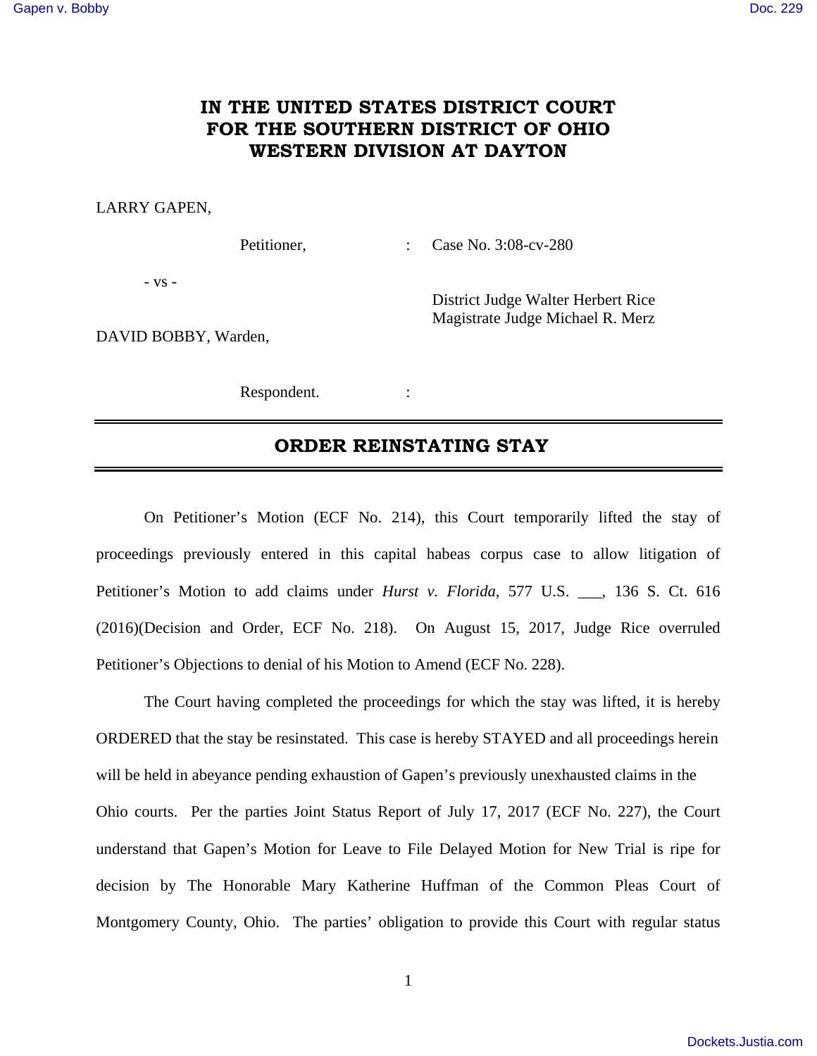# IN THE UNITED STATES DISTRICT COURT FOR THE SOUTHERN DISTRICT OF OHIO WESTERN DIVISION AT DAYTON

LARRY GAPEN,

Petitioner, : Case No. 3:08-cv-280

- vs -

District Judge Walter Herbert Rice
Magistrate Judge Michael R. Merz

DAVID BOBBY, Warden,

Respondent. :

---

## ORDER REINSTATING STAY

---

On Petitioner's Motion (ECF No. 214), this Court temporarily lifted the stay of proceedings previously entered in this capital habeas corpus case to allow litigation of Petitioner's Motion to add claims under *Hurst v. Florida*, 577 U.S. ___, 136 S. Ct. 616 (2016)(Decision and Order, ECF No. 218). On August 15, 2017, Judge Rice overruled Petitioner's Objections to denial of his Motion to Amend (ECF No. 228).

The Court having completed the proceedings for which the stay was lifted, it is hereby ORDERED that the stay be resinstated. This case is hereby STAYED and all proceedings herein will be held in abeyance pending exhaustion of Gapen's previously unexhausted claims in the Ohio courts. Per the parties Joint Status Report of July 17, 2017 (ECF No. 227), the Court understand that Gapen's Motion for Leave to File Delayed Motion for New Trial is ripe for decision by The Honorable Mary Katherine Huffman of the Common Pleas Court of Montgomery County, Ohio. The parties' obligation to provide this Court with regular status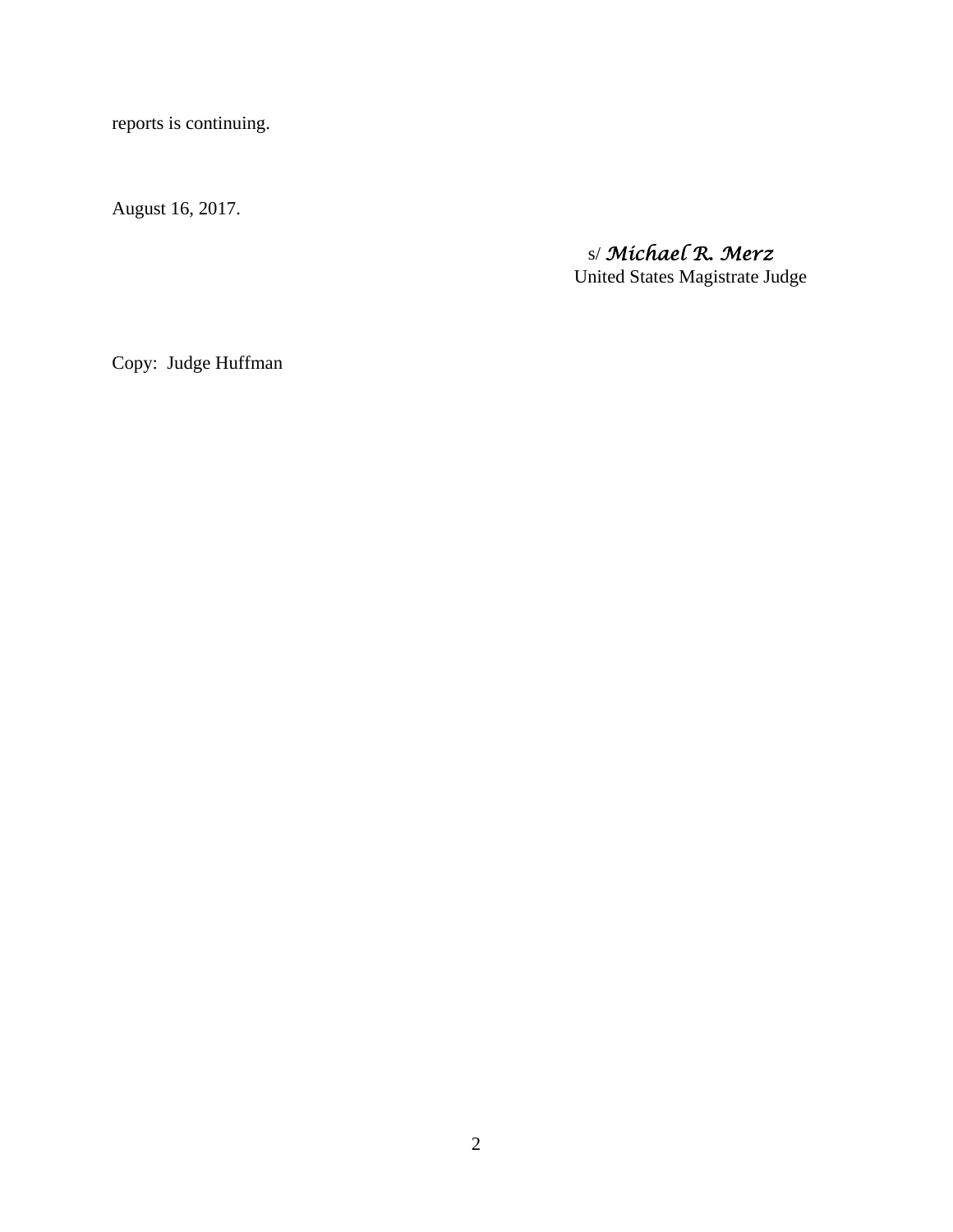reports is continuing.

August 16, 2017.

s/ *Michael R. Merz*
United States Magistrate Judge

Copy: Judge Huffman